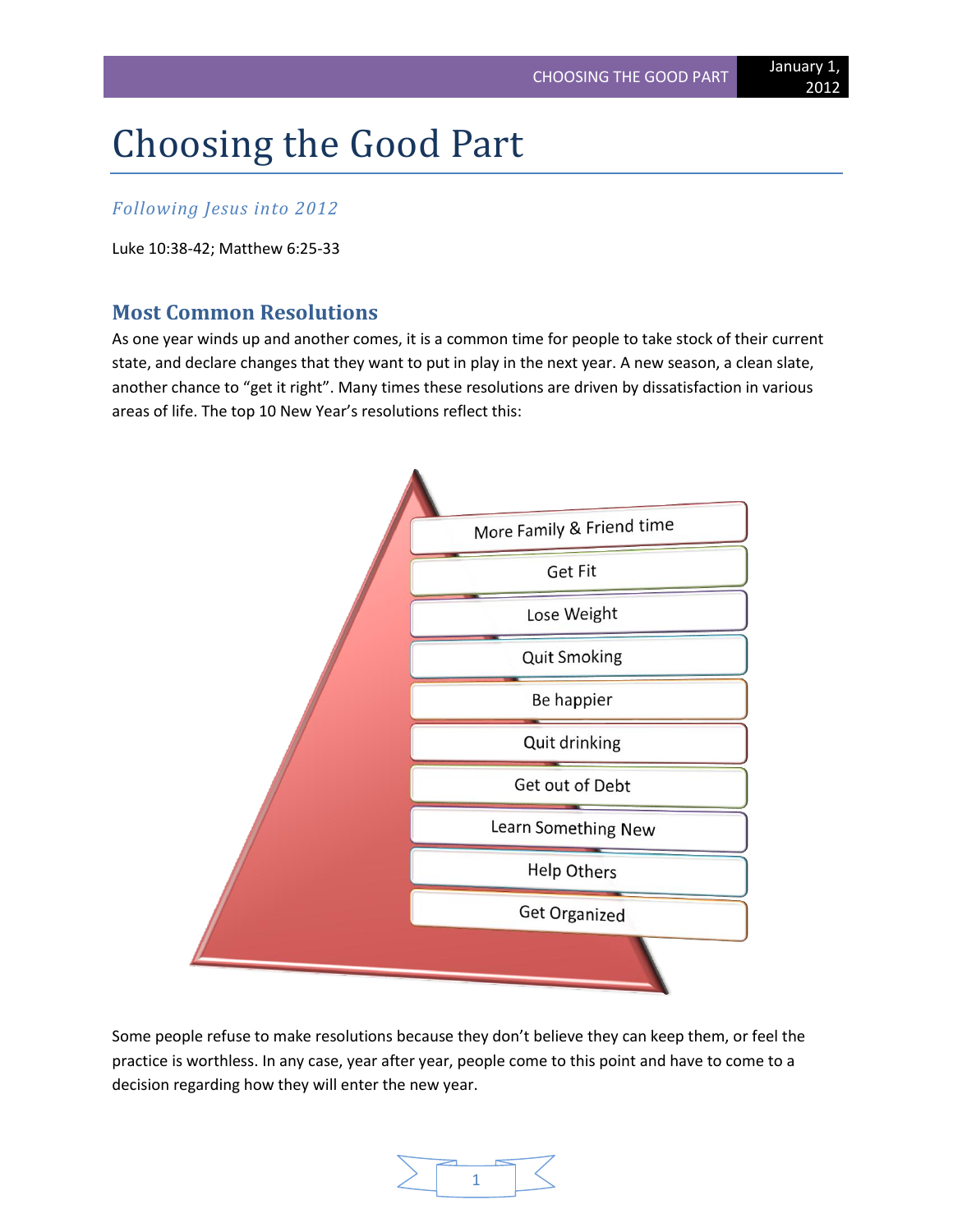# Choosing the Good Part

*Following Jesus into 2012*

Luke 10:38-42; Matthew 6:25-33

## Most Common Resolutions

As one year winds up and another comes, it is a common time for people to take stock of their current state, and declare changes that they want to put in play in the next year. A new season, a clean slate, another chance to "get it right". Many times these resolutions are driven by dissatisfaction in various areas of life. The top 10 New Year's resolutions reflect this:

- More Family & Friend time
- Get Fit
- Lose Weight
- Quit Smoking
- Be happier
- Quit drinking
- Get out of Debt
- Learn Something New
- Help Others
- Get Organized

Some people refuse to make resolutions because they don't believe they can keep them, or feel the practice is worthless. In any case, year after year, people come to this point and have to come to a decision regarding how they will enter the new year.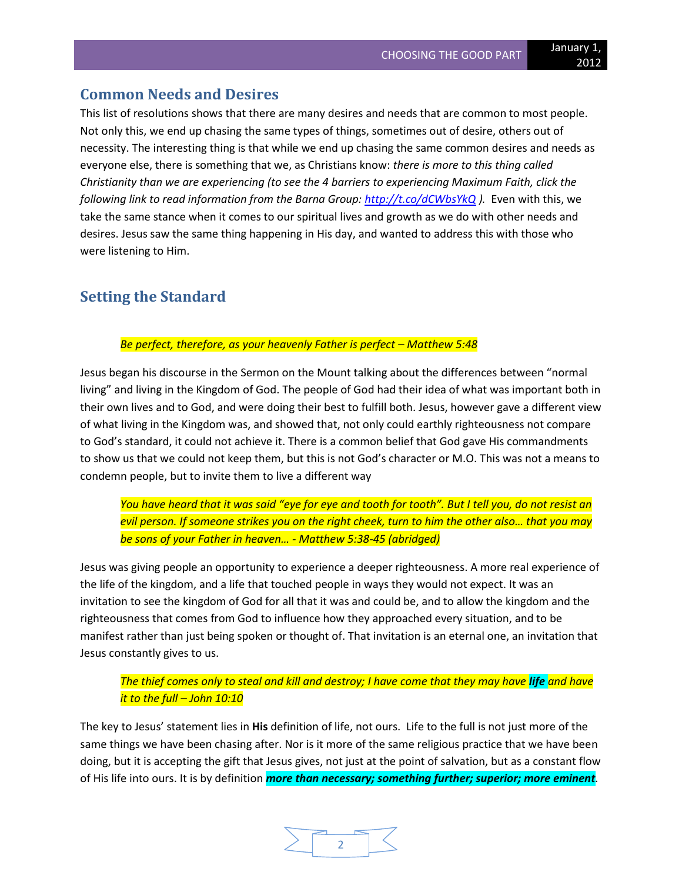## Common Needs and Desires

This list of resolutions shows that there are many desires and needs that are common to most people. Not only this, we end up chasing the same types of things, sometimes out of desire, others out of necessity. The interesting thing is that while we end up chasing the same common desires and needs as everyone else, there is something that we, as Christians know: *there is more to this thing called Christianity than we are experiencing (to see the 4 barriers to experiencing Maximum Faith, click the following link to read information from the Barna Group: [http://t.co/dCWbsYkQ](http://t.co/dCWbsYkQ) ).* Even with this, we take the same stance when it comes to our spiritual lives and growth as we do with other needs and desires. Jesus saw the same thing happening in His day, and wanted to address this with those who were listening to Him.

## Setting the Standard

> *Be perfect, therefore, as your heavenly Father is perfect – Matthew 5:48*

Jesus began his discourse in the Sermon on the Mount talking about the differences between "normal living" and living in the Kingdom of God. The people of God had their idea of what was important both in their own lives and to God, and were doing their best to fulfill both. Jesus, however gave a different view of what living in the Kingdom was, and showed that, not only could earthly righteousness not compare to God's standard, it could not achieve it. There is a common belief that God gave His commandments to show us that we could not keep them, but this is not God's character or M.O. This was not a means to condemn people, but to invite them to live a different way

> *You have heard that it was said "eye for eye and tooth for tooth". But I tell you, do not resist an evil person. If someone strikes you on the right cheek, turn to him the other also… that you may be sons of your Father in heaven… - Matthew 5:38-45 (abridged)*

Jesus was giving people an opportunity to experience a deeper righteousness. A more real experience of the life of the kingdom, and a life that touched people in ways they would not expect. It was an invitation to see the kingdom of God for all that it was and could be, and to allow the kingdom and the righteousness that comes from God to influence how they approached every situation, and to be manifest rather than just being spoken or thought of. That invitation is an eternal one, an invitation that Jesus constantly gives to us.

> *The thief comes only to steal and kill and destroy; I have come that they may have **life** and have it to the full – John 10:10*

The key to Jesus' statement lies in **His** definition of life, not ours. Life to the full is not just more of the same things we have been chasing after. Nor is it more of the same religious practice that we have been doing, but it is accepting the gift that Jesus gives, not just at the point of salvation, but as a constant flow of His life into ours. It is by definition ***more than necessary; something further; superior; more eminent***.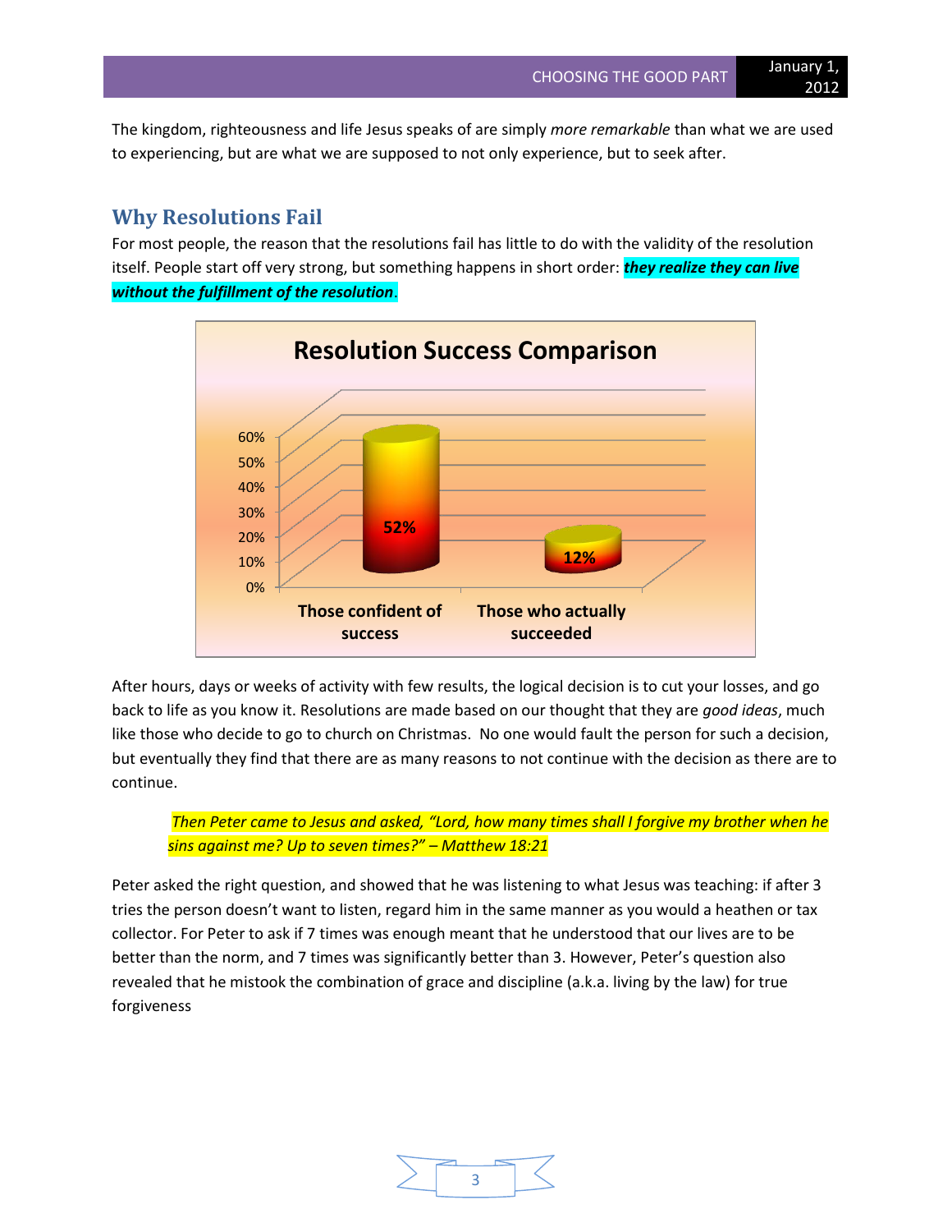The kingdom, righteousness and life Jesus speaks of are simply *more remarkable* than what we are used to experiencing, but are what we are supposed to not only experience, but to seek after.

## Why Resolutions Fail

For most people, the reason that the resolutions fail has little to do with the validity of the resolution itself. People start off very strong, but something happens in short order: ***they realize they can live without the fulfillment of the resolution***.

**Resolution Success Comparison**

| | Those confident of success | Those who actually succeeded |
|---|---|---|
| Percentage | 52% | 12% |

After hours, days or weeks of activity with few results, the logical decision is to cut your losses, and go back to life as you know it. Resolutions are made based on our thought that they are *good ideas*, much like those who decide to go to church on Christmas. No one would fault the person for such a decision, but eventually they find that there are as many reasons to not continue with the decision as there are to continue.

> *Then Peter came to Jesus and asked, "Lord, how many times shall I forgive my brother when he sins against me? Up to seven times?" – Matthew 18:21*

Peter asked the right question, and showed that he was listening to what Jesus was teaching: if after 3 tries the person doesn't want to listen, regard him in the same manner as you would a heathen or tax collector. For Peter to ask if 7 times was enough meant that he understood that our lives are to be better than the norm, and 7 times was significantly better than 3. However, Peter's question also revealed that he mistook the combination of grace and discipline (a.k.a. living by the law) for true forgiveness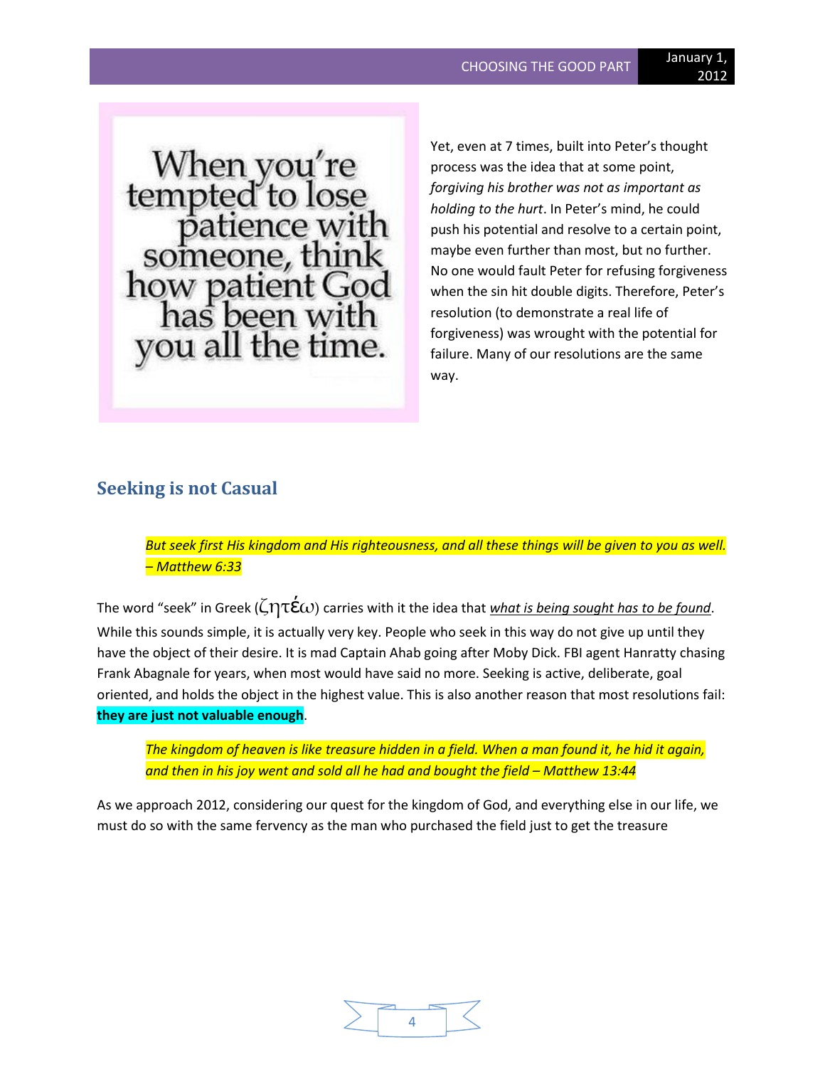When you're tempted to lose patience with someone, think how patient God has been with you all the time.

Yet, even at 7 times, built into Peter's thought process was the idea that at some point, *forgiving his brother was not as important as holding to the hurt*. In Peter's mind, he could push his potential and resolve to a certain point, maybe even further than most, but no further. No one would fault Peter for refusing forgiveness when the sin hit double digits. Therefore, Peter's resolution (to demonstrate a real life of forgiveness) was wrought with the potential for failure. Many of our resolutions are the same way.

## Seeking is not Casual

> *But seek first His kingdom and His righteousness, and all these things will be given to you as well. – Matthew 6:33*

The word "seek" in Greek (ζητέω) carries with it the idea that ***what is being sought has to be found***. While this sounds simple, it is actually very key. People who seek in this way do not give up until they have the object of their desire. It is mad Captain Ahab going after Moby Dick. FBI agent Hanratty chasing Frank Abagnale for years, when most would have said no more. Seeking is active, deliberate, goal oriented, and holds the object in the highest value. This is also another reason that most resolutions fail: **they are just not valuable enough**.

> *The kingdom of heaven is like treasure hidden in a field. When a man found it, he hid it again, and then in his joy went and sold all he had and bought the field – Matthew 13:44*

As we approach 2012, considering our quest for the kingdom of God, and everything else in our life, we must do so with the same fervency as the man who purchased the field just to get the treasure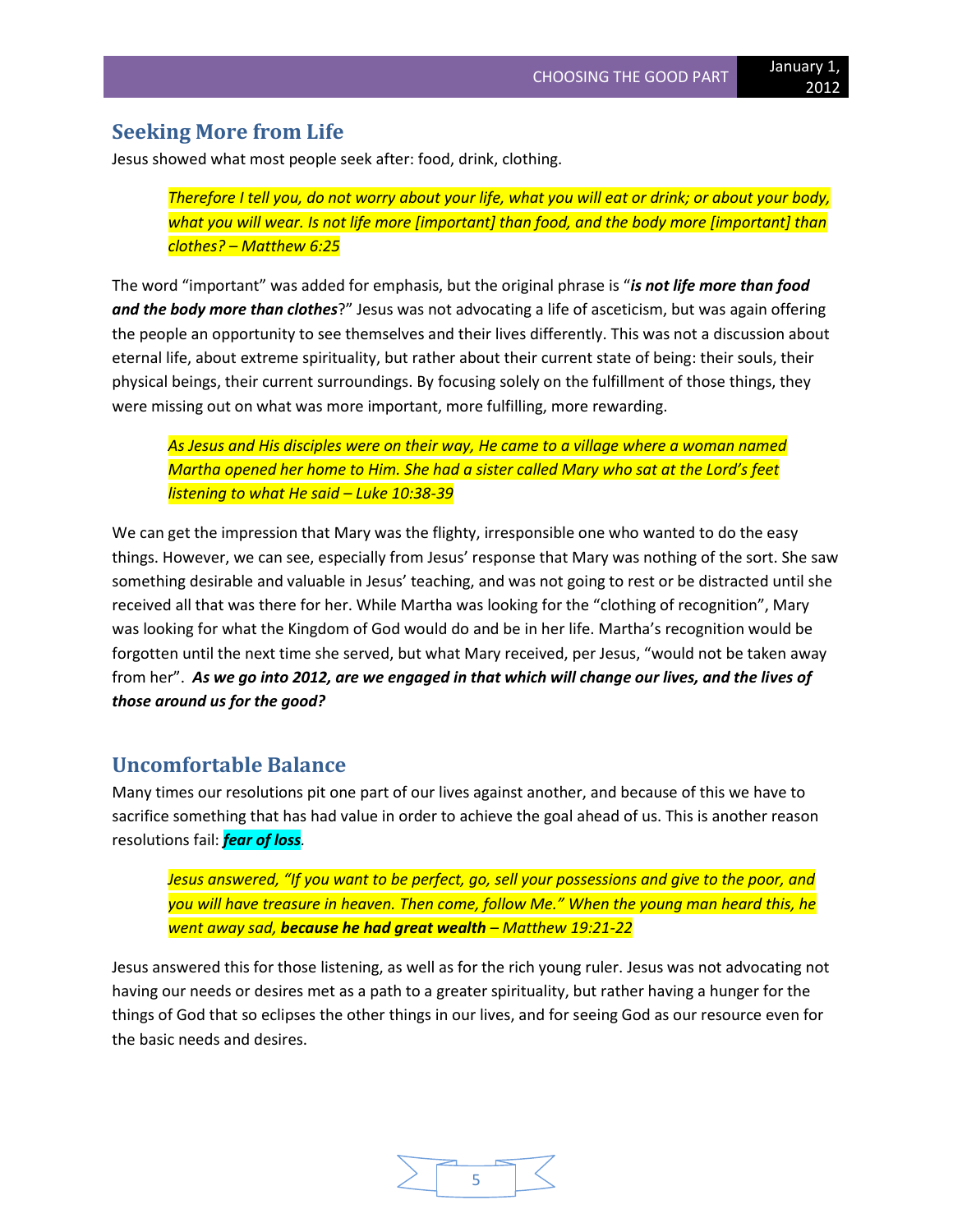## Seeking More from Life

Jesus showed what most people seek after: food, drink, clothing.

> *Therefore I tell you, do not worry about your life, what you will eat or drink; or about your body, what you will wear. Is not life more [important] than food, and the body more [important] than clothes? – Matthew 6:25*

The word "important" was added for emphasis, but the original phrase is "***is not life more than food and the body more than clothes***?" Jesus was not advocating a life of asceticism, but was again offering the people an opportunity to see themselves and their lives differently. This was not a discussion about eternal life, about extreme spirituality, but rather about their current state of being: their souls, their physical beings, their current surroundings. By focusing solely on the fulfillment of those things, they were missing out on what was more important, more fulfilling, more rewarding.

> *As Jesus and His disciples were on their way, He came to a village where a woman named Martha opened her home to Him. She had a sister called Mary who sat at the Lord's feet listening to what He said – Luke 10:38-39*

We can get the impression that Mary was the flighty, irresponsible one who wanted to do the easy things. However, we can see, especially from Jesus' response that Mary was nothing of the sort. She saw something desirable and valuable in Jesus' teaching, and was not going to rest or be distracted until she received all that was there for her. While Martha was looking for the "clothing of recognition", Mary was looking for what the Kingdom of God would do and be in her life. Martha's recognition would be forgotten until the next time she served, but what Mary received, per Jesus, "would not be taken away from her". ***As we go into 2012, are we engaged in that which will change our lives, and the lives of those around us for the good?***

## Uncomfortable Balance

Many times our resolutions pit one part of our lives against another, and because of this we have to sacrifice something that has had value in order to achieve the goal ahead of us. This is another reason resolutions fail: ***fear of loss***.

> *Jesus answered, "If you want to be perfect, go, sell your possessions and give to the poor, and you will have treasure in heaven. Then come, follow Me." When the young man heard this, he went away sad, **because he had great wealth** – Matthew 19:21-22*

Jesus answered this for those listening, as well as for the rich young ruler. Jesus was not advocating not having our needs or desires met as a path to a greater spirituality, but rather having a hunger for the things of God that so eclipses the other things in our lives, and for seeing God as our resource even for the basic needs and desires.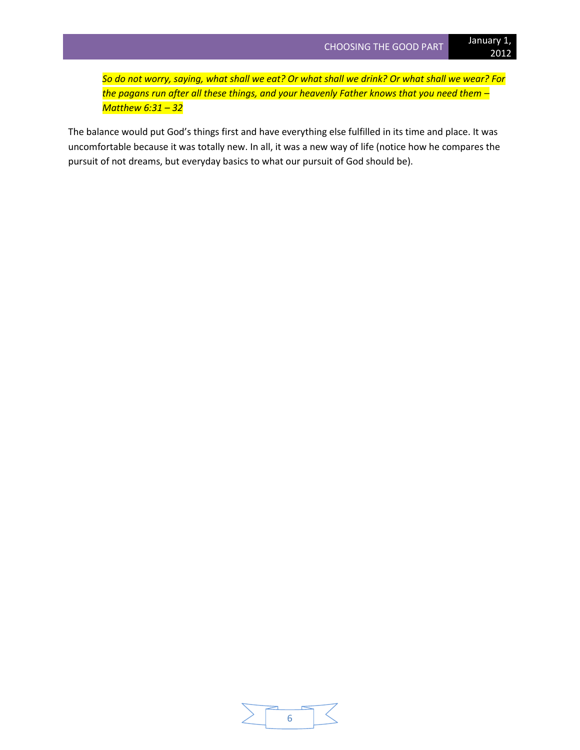*So do not worry, saying, what shall we eat? Or what shall we drink? Or what shall we wear? For the pagans run after all these things, and your heavenly Father knows that you need them – Matthew 6:31 – 32*

The balance would put God's things first and have everything else fulfilled in its time and place. It was uncomfortable because it was totally new. In all, it was a new way of life (notice how he compares the pursuit of not dreams, but everyday basics to what our pursuit of God should be).